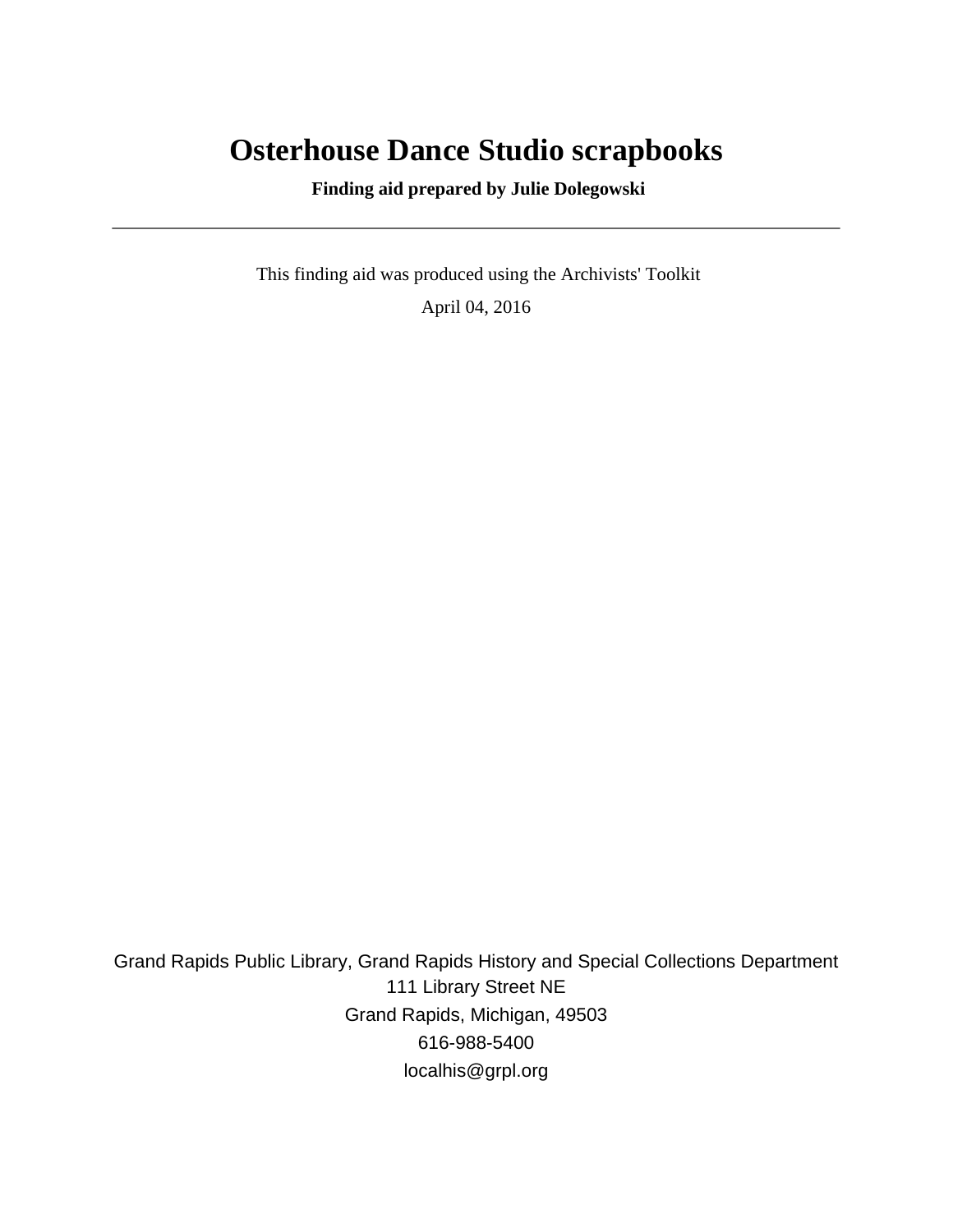# Osterhouse Dance Studio scrapbooks

**Finding aid prepared by Julie Dolegowski**

---

This finding aid was produced using the Archivists' Toolkit

April 04, 2016

Grand Rapids Public Library, Grand Rapids History and Special Collections Department
111 Library Street NE
Grand Rapids, Michigan, 49503
616-988-5400
localhis@grpl.org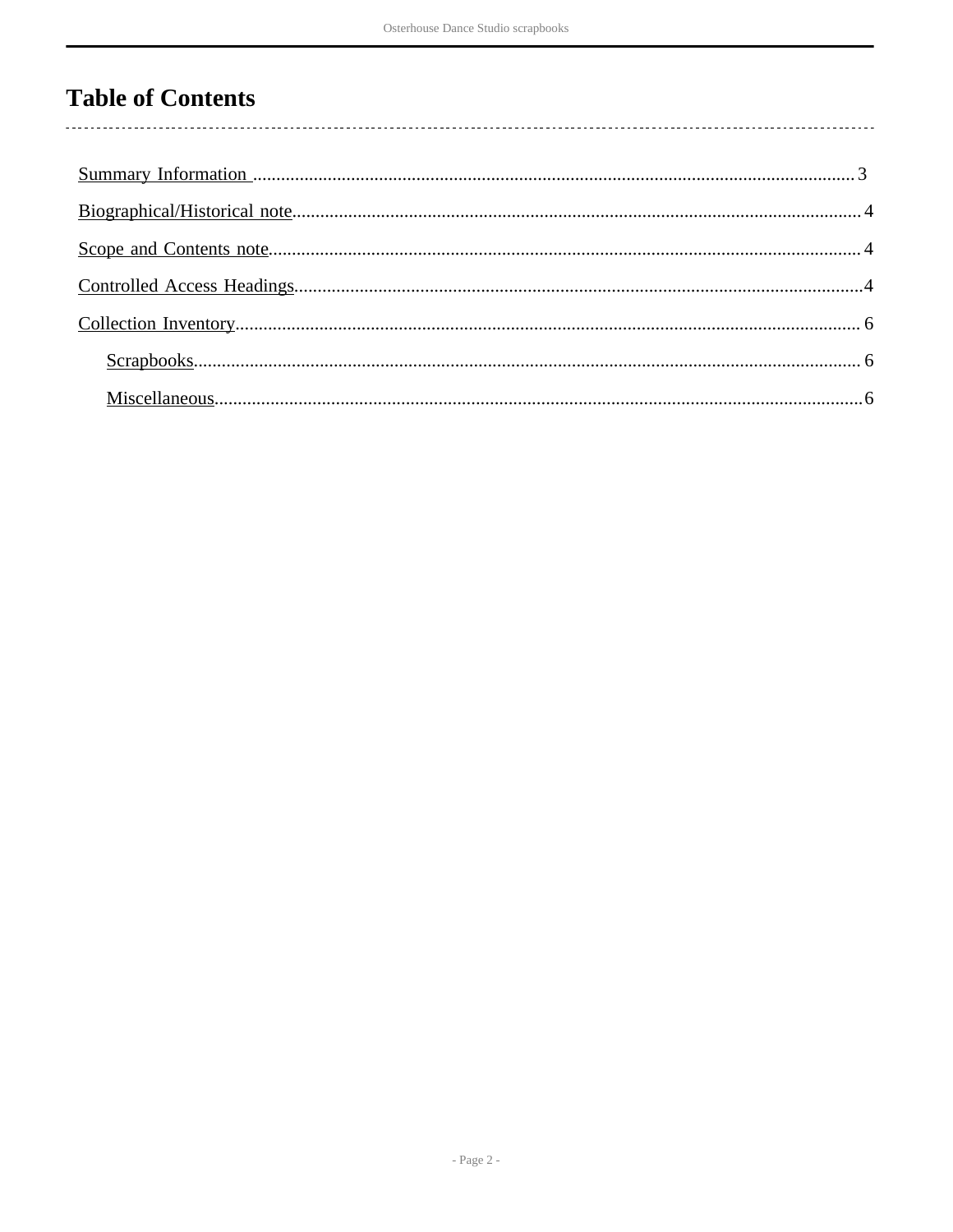# Table of Contents

- Summary Information ... 3
- Biographical/Historical note ... 4
- Scope and Contents note ... 4
- Controlled Access Headings ... 4
- Collection Inventory ... 6
  - Scrapbooks ... 6
  - Miscellaneous ... 6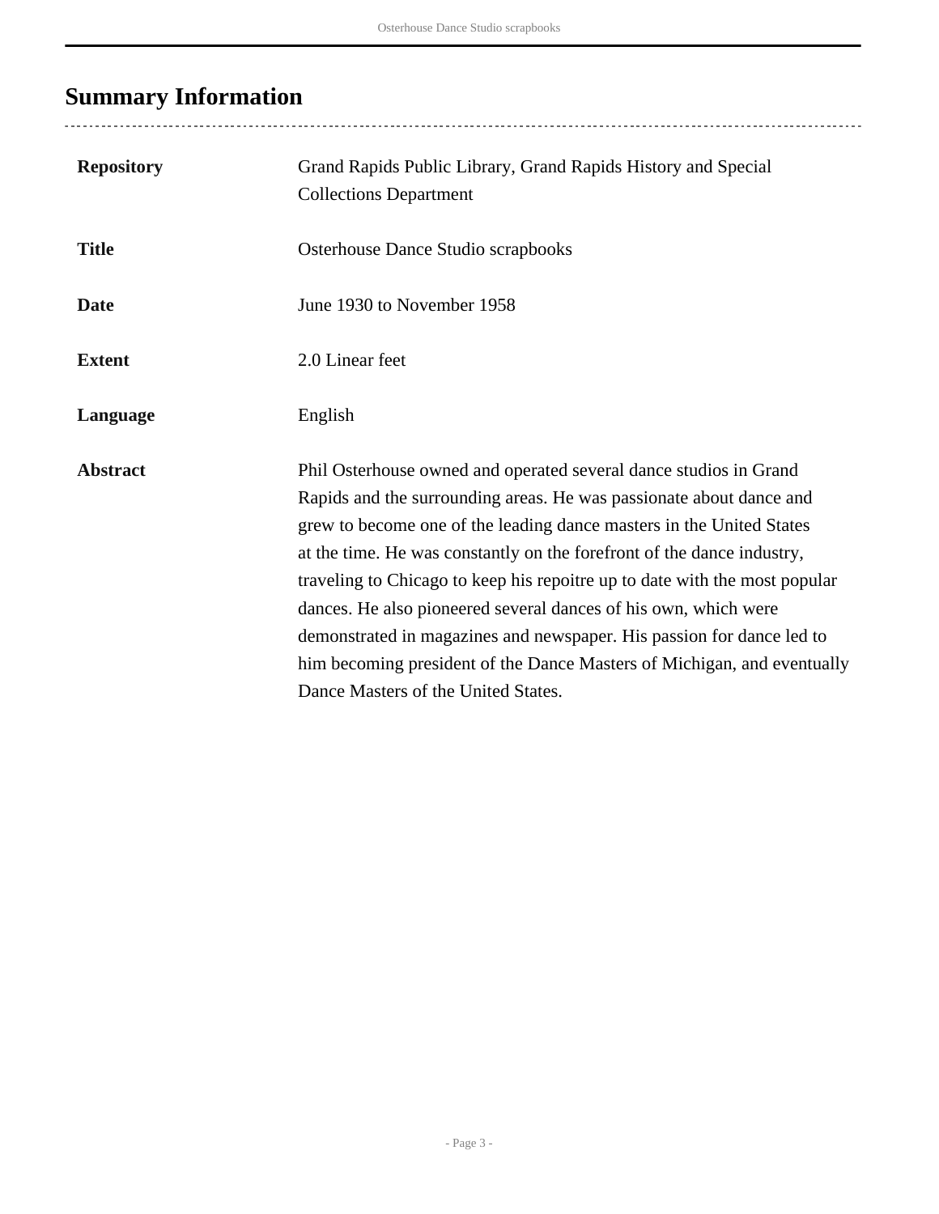## Summary Information

| | |
|---|---|
| **Repository** | Grand Rapids Public Library, Grand Rapids History and Special Collections Department |
| **Title** | Osterhouse Dance Studio scrapbooks |
| **Date** | June 1930 to November 1958 |
| **Extent** | 2.0 Linear feet |
| **Language** | English |
| **Abstract** | Phil Osterhouse owned and operated several dance studios in Grand Rapids and the surrounding areas. He was passionate about dance and grew to become one of the leading dance masters in the United States at the time. He was constantly on the forefront of the dance industry, traveling to Chicago to keep his repoitre up to date with the most popular dances. He also pioneered several dances of his own, which were demonstrated in magazines and newspaper. His passion for dance led to him becoming president of the Dance Masters of Michigan, and eventually Dance Masters of the United States. |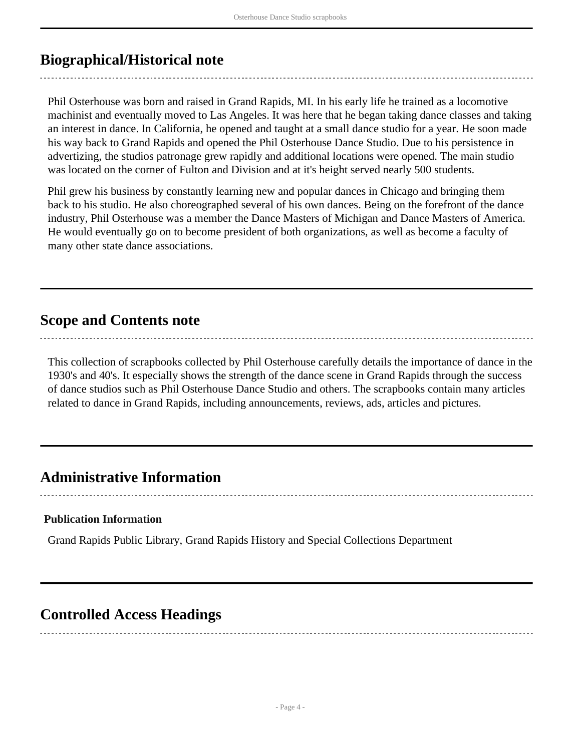## Biographical/Historical note

Phil Osterhouse was born and raised in Grand Rapids, MI. In his early life he trained as a locomotive machinist and eventually moved to Las Angeles. It was here that he began taking dance classes and taking an interest in dance. In California, he opened and taught at a small dance studio for a year. He soon made his way back to Grand Rapids and opened the Phil Osterhouse Dance Studio. Due to his persistence in advertizing, the studios patronage grew rapidly and additional locations were opened. The main studio was located on the corner of Fulton and Division and at it's height served nearly 500 students.

Phil grew his business by constantly learning new and popular dances in Chicago and bringing them back to his studio. He also choreographed several of his own dances. Being on the forefront of the dance industry, Phil Osterhouse was a member the Dance Masters of Michigan and Dance Masters of America. He would eventually go on to become president of both organizations, as well as become a faculty of many other state dance associations.

## Scope and Contents note

This collection of scrapbooks collected by Phil Osterhouse carefully details the importance of dance in the 1930's and 40's. It especially shows the strength of the dance scene in Grand Rapids through the success of dance studios such as Phil Osterhouse Dance Studio and others. The scrapbooks contain many articles related to dance in Grand Rapids, including announcements, reviews, ads, articles and pictures.

## Administrative Information

**Publication Information**

Grand Rapids Public Library, Grand Rapids History and Special Collections Department

## Controlled Access Headings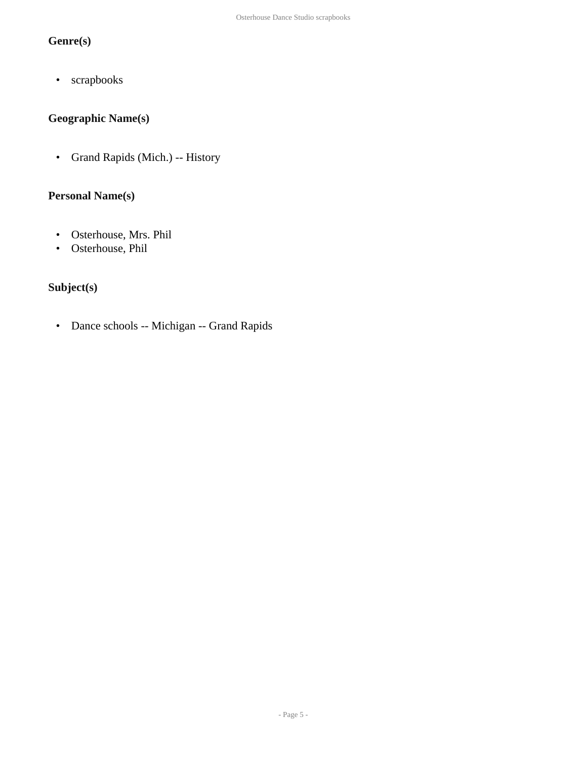### Genre(s)

- scrapbooks

### Geographic Name(s)

- Grand Rapids (Mich.) -- History

### Personal Name(s)

- Osterhouse, Mrs. Phil
- Osterhouse, Phil

### Subject(s)

- Dance schools -- Michigan -- Grand Rapids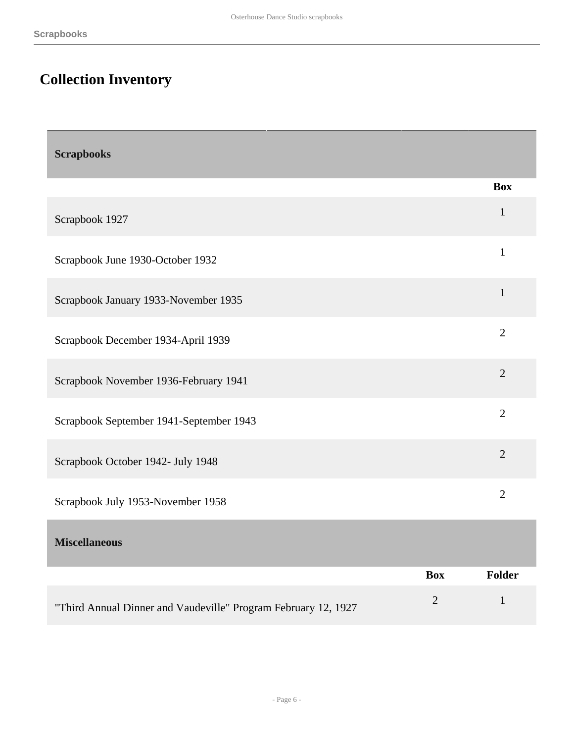## Collection Inventory

### Scrapbooks

| | Box |
|---|---|
| Scrapbook 1927 | 1 |
| Scrapbook June 1930-October 1932 | 1 |
| Scrapbook January 1933-November 1935 | 1 |
| Scrapbook December 1934-April 1939 | 2 |
| Scrapbook November 1936-February 1941 | 2 |
| Scrapbook September 1941-September 1943 | 2 |
| Scrapbook October 1942- July 1948 | 2 |
| Scrapbook July 1953-November 1958 | 2 |

### Miscellaneous

| | Box | Folder |
|---|---|---|
| "Third Annual Dinner and Vaudeville" Program February 12, 1927 | 2 | 1 |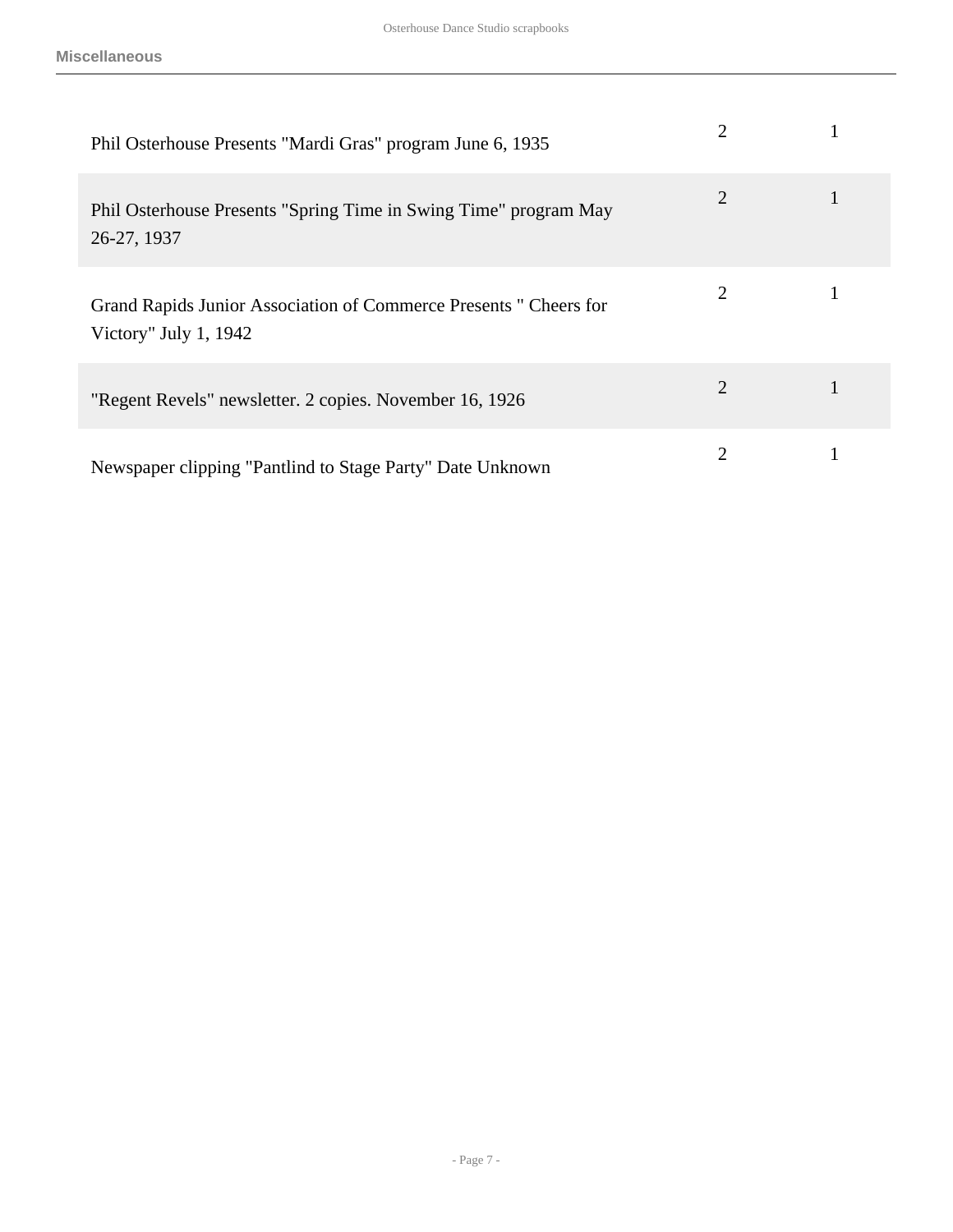## Miscellaneous

| | | |
|---|---|---|
| Phil Osterhouse Presents "Mardi Gras" program June 6, 1935 | 2 | 1 |
| Phil Osterhouse Presents "Spring Time in Swing Time" program May 26-27, 1937 | 2 | 1 |
| Grand Rapids Junior Association of Commerce Presents " Cheers for Victory" July 1, 1942 | 2 | 1 |
| "Regent Revels" newsletter. 2 copies. November 16, 1926 | 2 | 1 |
| Newspaper clipping "Pantlind to Stage Party" Date Unknown | 2 | 1 |